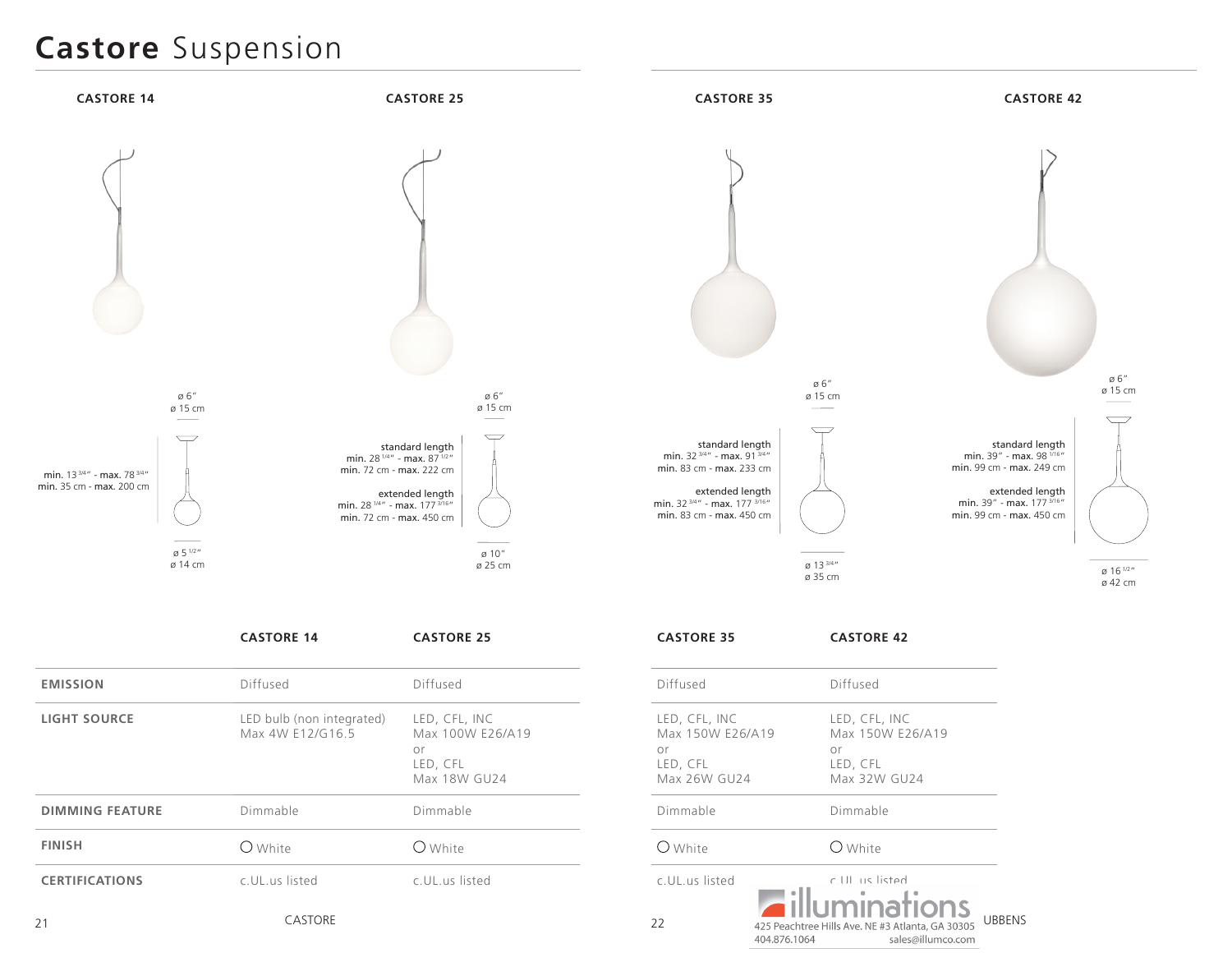# **Castore** Suspension

**CASTORE 14**

ø 6″
ø 15 cm

min. 13 3/4″ - **max.** 78 3/4″
min. 35 cm - **max.** 200 cm

ø 5 1/2″
ø 14 cm

**CASTORE 25**

ø 6″
ø 15 cm

standard length
min. 28 1/4″ - **max.** 87 1/2″
min. 72 cm - **max.** 222 cm

extended length
min. 28 1/4″ - **max.** 177 3/16″
min. 72 cm - **max.** 450 cm

ø 10″
ø 25 cm

**CASTORE 35**

ø 6″
ø 15 cm

standard length
min. 32 3/4″ - **max.** 91 3/4″
min. 83 cm - **max.** 233 cm

extended length
min. 32 3/4″ - **max.** 177 3/16″
min. 83 cm - **max.** 450 cm

ø 13 3/4″
ø 35 cm

**CASTORE 42**

ø 6″
ø 15 cm

standard length
min. 39″ - **max.** 98 1/16″
min. 99 cm - **max.** 249 cm

extended length
min. 39″ - **max.** 177 3/16″
min. 99 cm - **max.** 450 cm

ø 16 1/2″
ø 42 cm

| | CASTORE 14 | CASTORE 25 | CASTORE 35 | CASTORE 42 |
|---|---|---|---|---|
| **EMISSION** | Diffused | Diffused | Diffused | Diffused |
| **LIGHT SOURCE** | LED bulb (non integrated) Max 4W E12/G16.5 | LED, CFL, INC Max 100W E26/A19 or LED, CFL Max 18W GU24 | LED, CFL, INC Max 150W E26/A19 or LED, CFL Max 26W GU24 | LED, CFL, INC Max 150W E26/A19 or LED, CFL Max 32W GU24 |
| **DIMMING FEATURE** | Dimmable | Dimmable | Dimmable | Dimmable |
| **FINISH** | ◯ White | ◯ White | ◯ White | ◯ White |
| **CERTIFICATIONS** | c.UL.us listed | c.UL.us listed | c.UL.us listed | c.UL.us listed |

illuminations
425 Peachtree Hills Ave. NE #3 Atlanta, GA 30305
404.876.1064 sales@illumco.com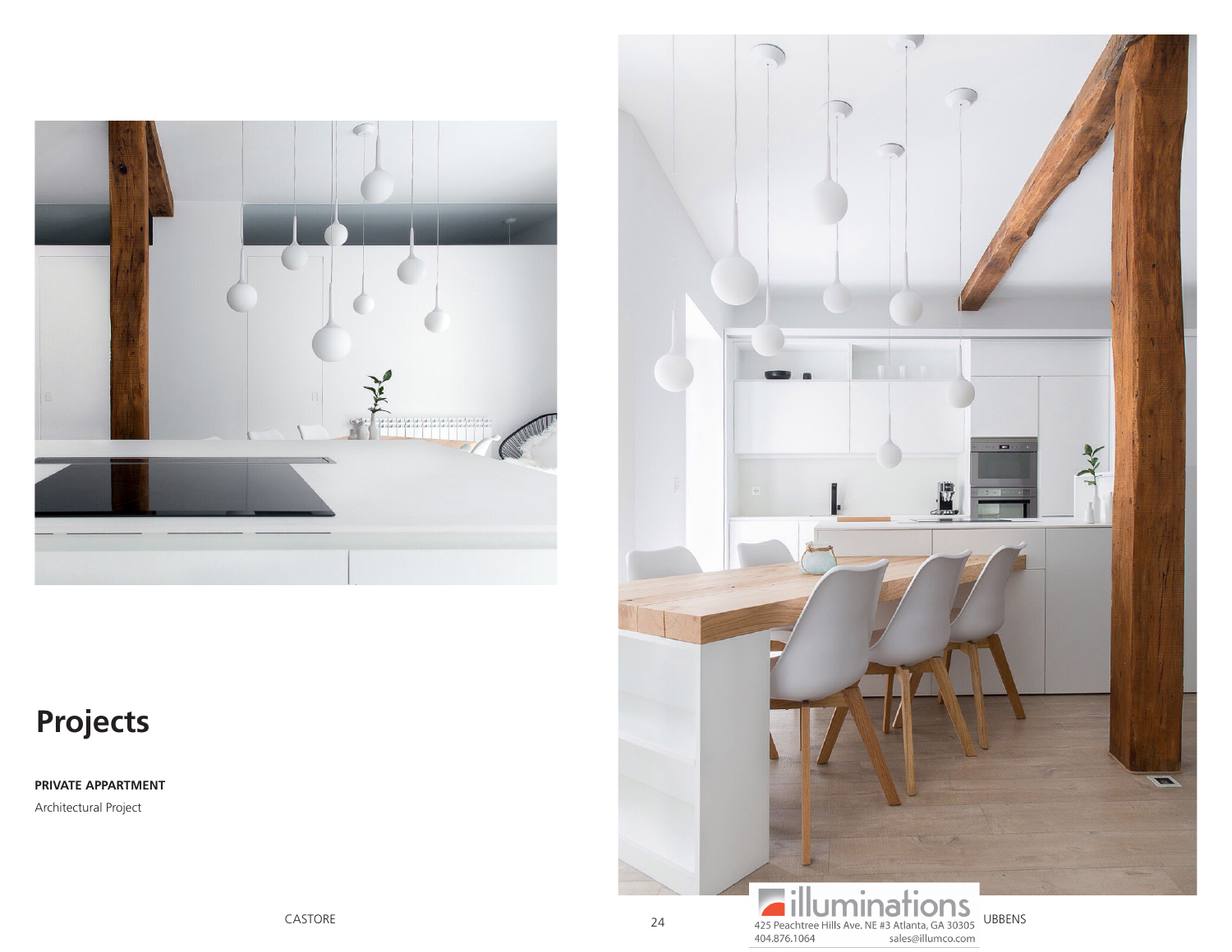## Projects

**PRIVATE APPARTMENT**

Architectural Project

CASTORE

UBBENS

illuminations

425 Peachtree Hills Ave. NE #3 Atlanta, GA 30305

404.876.1064 sales@illumco.com